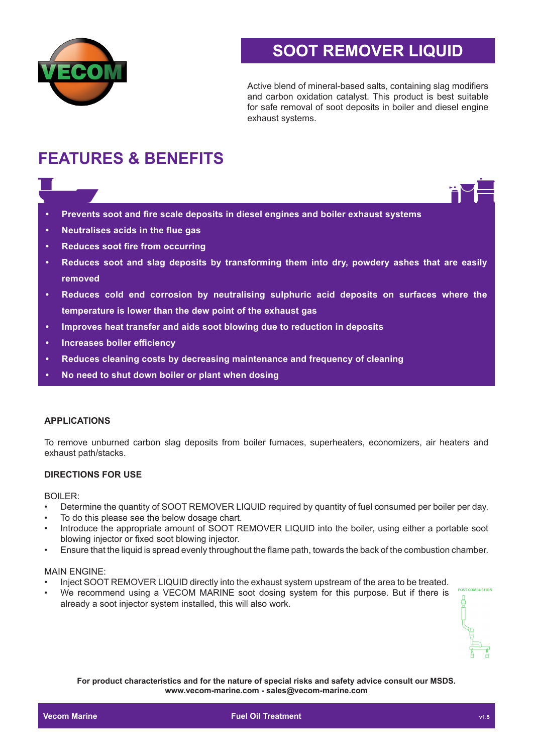# SOOT REMOVER LIQUID

Active blend of mineral-based salts, containing slag modifiers and carbon oxidation catalyst. This product is best suitable for safe removal of soot deposits in boiler and diesel engine exhaust systems.

## FEATURES & BENEFITS

- **Prevents soot and fire scale deposits in diesel engines and boiler exhaust systems**
- **Neutralises acids in the flue gas**
- **Reduces soot fire from occurring**
- **Reduces soot and slag deposits by transforming them into dry, powdery ashes that are easily removed**
- **Reduces cold end corrosion by neutralising sulphuric acid deposits on surfaces where the temperature is lower than the dew point of the exhaust gas**
- **Improves heat transfer and aids soot blowing due to reduction in deposits**
- **Increases boiler efficiency**
- **Reduces cleaning costs by decreasing maintenance and frequency of cleaning**
- **No need to shut down boiler or plant when dosing**

### APPLICATIONS

To remove unburned carbon slag deposits from boiler furnaces, superheaters, economizers, air heaters and exhaust path/stacks.

### DIRECTIONS FOR USE

BOILER:

- Determine the quantity of SOOT REMOVER LIQUID required by quantity of fuel consumed per boiler per day.
- To do this please see the below dosage chart.
- Introduce the appropriate amount of SOOT REMOVER LIQUID into the boiler, using either a portable soot blowing injector or fixed soot blowing injector.
- Ensure that the liquid is spread evenly throughout the flame path, towards the back of the combustion chamber.

MAIN ENGINE:

- Inject SOOT REMOVER LIQUID directly into the exhaust system upstream of the area to be treated.
- We recommend using a VECOM MARINE soot dosing system for this purpose. But if there is already a soot injector system installed, this will also work.

POST COMBUSTION

**For product characteristics and for the nature of special risks and safety advice consult our MSDS.**
**www.vecom-marine.com - sales@vecom-marine.com**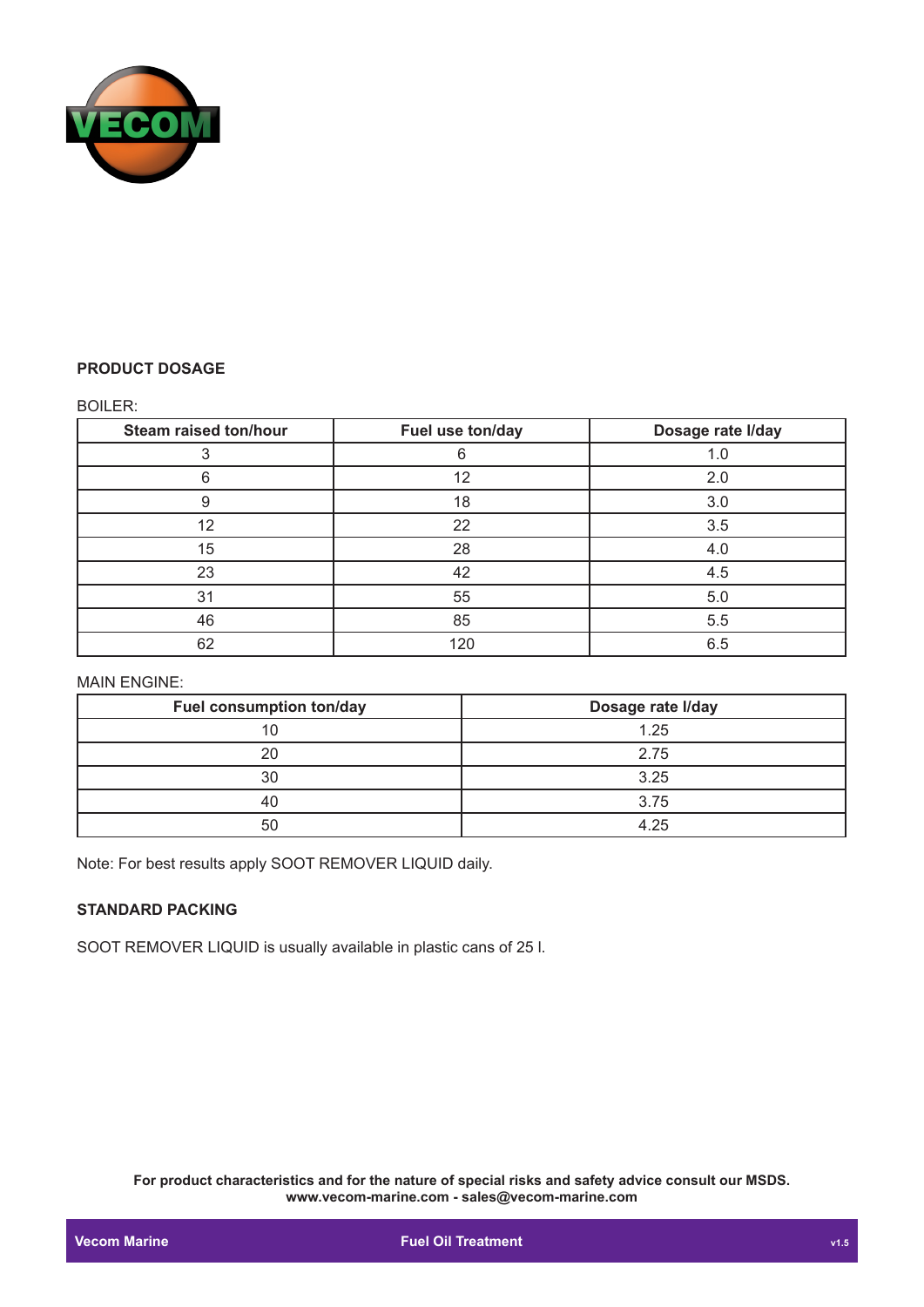## PRODUCT DOSAGE

BOILER:

| Steam raised ton/hour | Fuel use ton/day | Dosage rate l/day |
|---|---|---|
| 3 | 6 | 1.0 |
| 6 | 12 | 2.0 |
| 9 | 18 | 3.0 |
| 12 | 22 | 3.5 |
| 15 | 28 | 4.0 |
| 23 | 42 | 4.5 |
| 31 | 55 | 5.0 |
| 46 | 85 | 5.5 |
| 62 | 120 | 6.5 |

MAIN ENGINE:

| Fuel consumption ton/day | Dosage rate l/day |
|---|---|
| 10 | 1.25 |
| 20 | 2.75 |
| 30 | 3.25 |
| 40 | 3.75 |
| 50 | 4.25 |

Note: For best results apply SOOT REMOVER LIQUID daily.

## STANDARD PACKING

SOOT REMOVER LIQUID is usually available in plastic cans of 25 l.

**For product characteristics and for the nature of special risks and safety advice consult our MSDS.**
**www.vecom-marine.com - sales@vecom-marine.com**